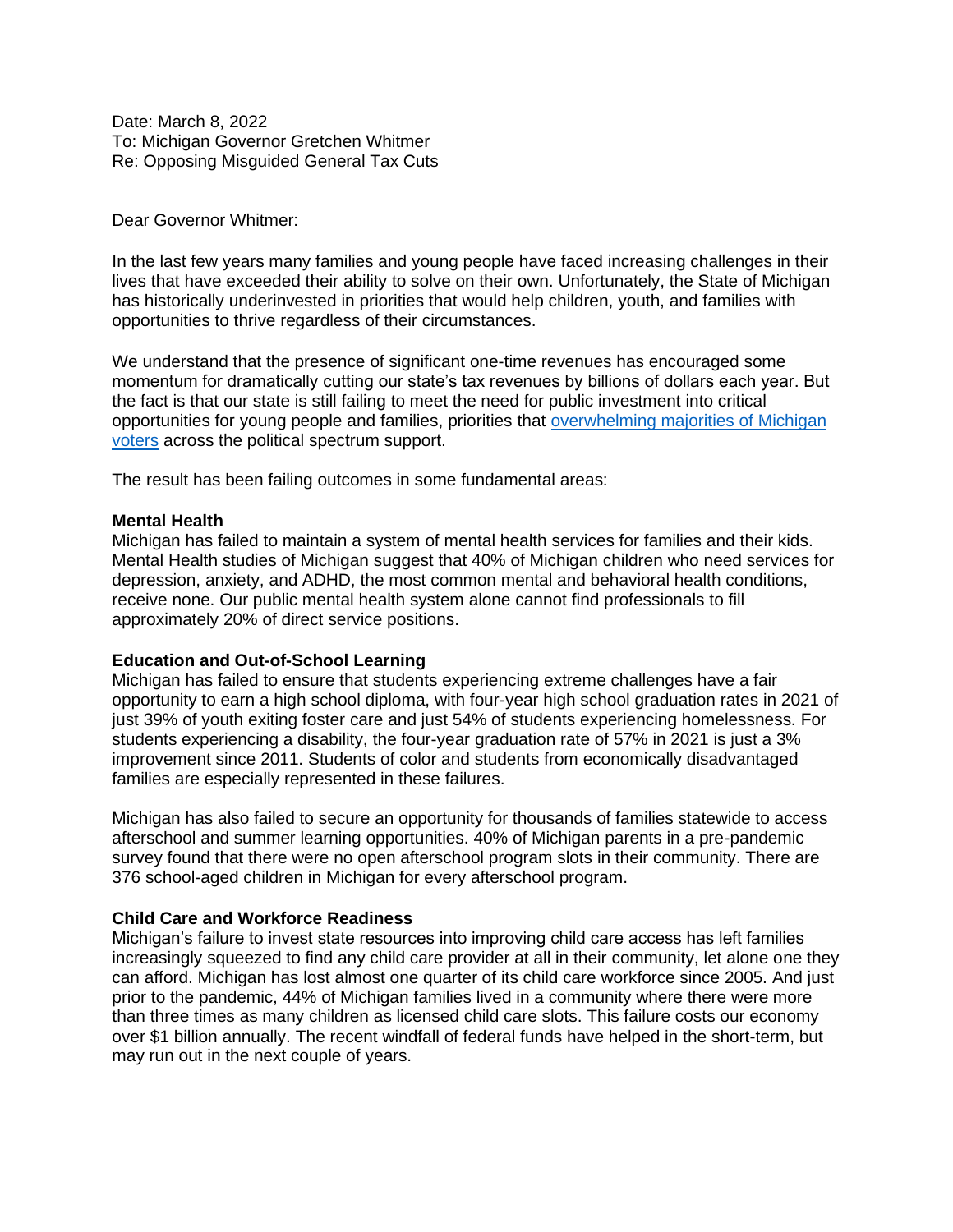Date: March 8, 2022
To: Michigan Governor Gretchen Whitmer
Re: Opposing Misguided General Tax Cuts

Dear Governor Whitmer:

In the last few years many families and young people have faced increasing challenges in their lives that have exceeded their ability to solve on their own. Unfortunately, the State of Michigan has historically underinvested in priorities that would help children, youth, and families with opportunities to thrive regardless of their circumstances.

We understand that the presence of significant one-time revenues has encouraged some momentum for dramatically cutting our state's tax revenues by billions of dollars each year. But the fact is that our state is still failing to meet the need for public investment into critical opportunities for young people and families, priorities that overwhelming majorities of Michigan voters across the political spectrum support.

The result has been failing outcomes in some fundamental areas:

**Mental Health**
Michigan has failed to maintain a system of mental health services for families and their kids. Mental Health studies of Michigan suggest that 40% of Michigan children who need services for depression, anxiety, and ADHD, the most common mental and behavioral health conditions, receive none. Our public mental health system alone cannot find professionals to fill approximately 20% of direct service positions.

**Education and Out-of-School Learning**
Michigan has failed to ensure that students experiencing extreme challenges have a fair opportunity to earn a high school diploma, with four-year high school graduation rates in 2021 of just 39% of youth exiting foster care and just 54% of students experiencing homelessness. For students experiencing a disability, the four-year graduation rate of 57% in 2021 is just a 3% improvement since 2011. Students of color and students from economically disadvantaged families are especially represented in these failures.

Michigan has also failed to secure an opportunity for thousands of families statewide to access afterschool and summer learning opportunities. 40% of Michigan parents in a pre-pandemic survey found that there were no open afterschool program slots in their community. There are 376 school-aged children in Michigan for every afterschool program.

**Child Care and Workforce Readiness**
Michigan's failure to invest state resources into improving child care access has left families increasingly squeezed to find any child care provider at all in their community, let alone one they can afford. Michigan has lost almost one quarter of its child care workforce since 2005. And just prior to the pandemic, 44% of Michigan families lived in a community where there were more than three times as many children as licensed child care slots. This failure costs our economy over $1 billion annually. The recent windfall of federal funds have helped in the short-term, but may run out in the next couple of years.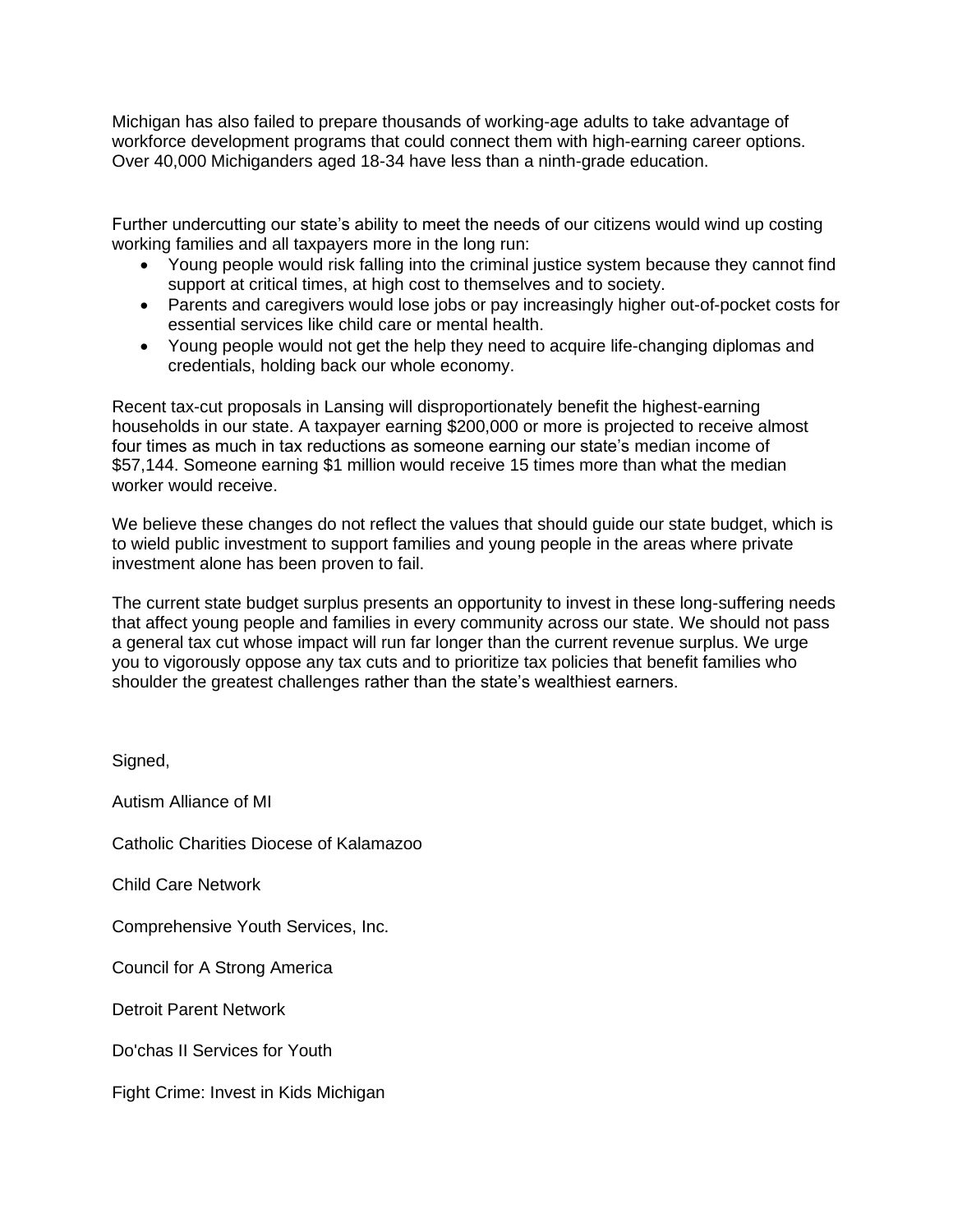Michigan has also failed to prepare thousands of working-age adults to take advantage of workforce development programs that could connect them with high-earning career options. Over 40,000 Michiganders aged 18-34 have less than a ninth-grade education.

Further undercutting our state's ability to meet the needs of our citizens would wind up costing working families and all taxpayers more in the long run:

- Young people would risk falling into the criminal justice system because they cannot find support at critical times, at high cost to themselves and to society.
- Parents and caregivers would lose jobs or pay increasingly higher out-of-pocket costs for essential services like child care or mental health.
- Young people would not get the help they need to acquire life-changing diplomas and credentials, holding back our whole economy.

Recent tax-cut proposals in Lansing will disproportionately benefit the highest-earning households in our state. A taxpayer earning $200,000 or more is projected to receive almost four times as much in tax reductions as someone earning our state's median income of $57,144. Someone earning $1 million would receive 15 times more than what the median worker would receive.

We believe these changes do not reflect the values that should guide our state budget, which is to wield public investment to support families and young people in the areas where private investment alone has been proven to fail.

The current state budget surplus presents an opportunity to invest in these long-suffering needs that affect young people and families in every community across our state. We should not pass a general tax cut whose impact will run far longer than the current revenue surplus. We urge you to vigorously oppose any tax cuts and to prioritize tax policies that benefit families who shoulder the greatest challenges rather than the state's wealthiest earners.

Signed,

Autism Alliance of MI

Catholic Charities Diocese of Kalamazoo

Child Care Network

Comprehensive Youth Services, Inc.

Council for A Strong America

Detroit Parent Network

Do'chas II Services for Youth

Fight Crime: Invest in Kids Michigan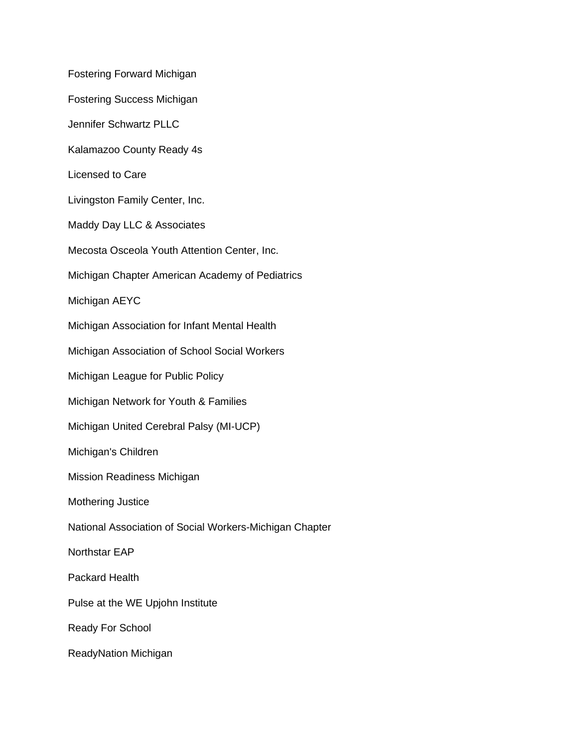Fostering Forward Michigan

Fostering Success Michigan

Jennifer Schwartz PLLC

Kalamazoo County Ready 4s

Licensed to Care

Livingston Family Center, Inc.

Maddy Day LLC & Associates

Mecosta Osceola Youth Attention Center, Inc.

Michigan Chapter American Academy of Pediatrics

Michigan AEYC

Michigan Association for Infant Mental Health

Michigan Association of School Social Workers

Michigan League for Public Policy

Michigan Network for Youth & Families

Michigan United Cerebral Palsy (MI-UCP)

Michigan's Children

Mission Readiness Michigan

Mothering Justice

National Association of Social Workers-Michigan Chapter

Northstar EAP

Packard Health

Pulse at the WE Upjohn Institute

Ready For School

ReadyNation Michigan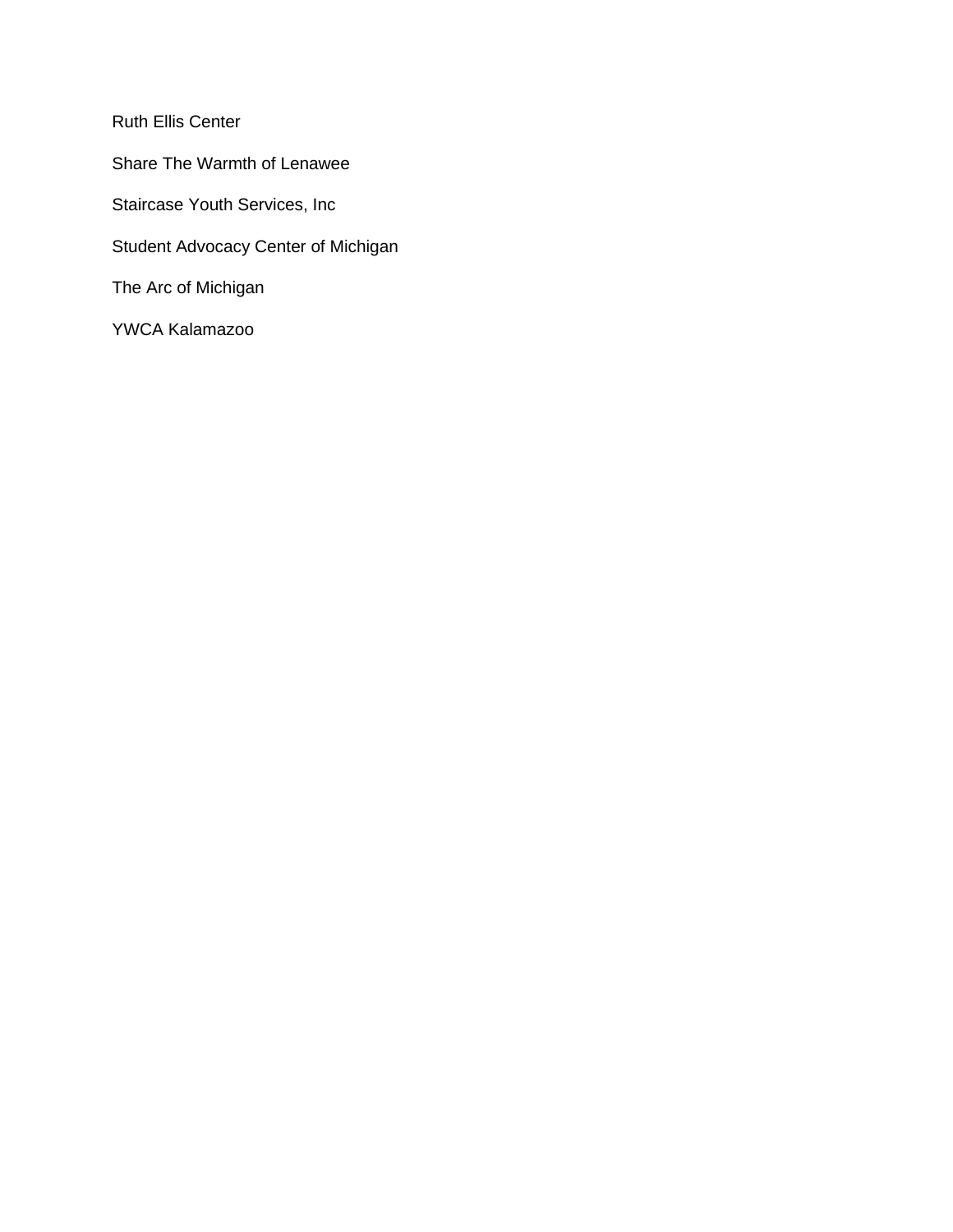Ruth Ellis Center

Share The Warmth of Lenawee

Staircase Youth Services, Inc

Student Advocacy Center of Michigan

The Arc of Michigan

YWCA Kalamazoo